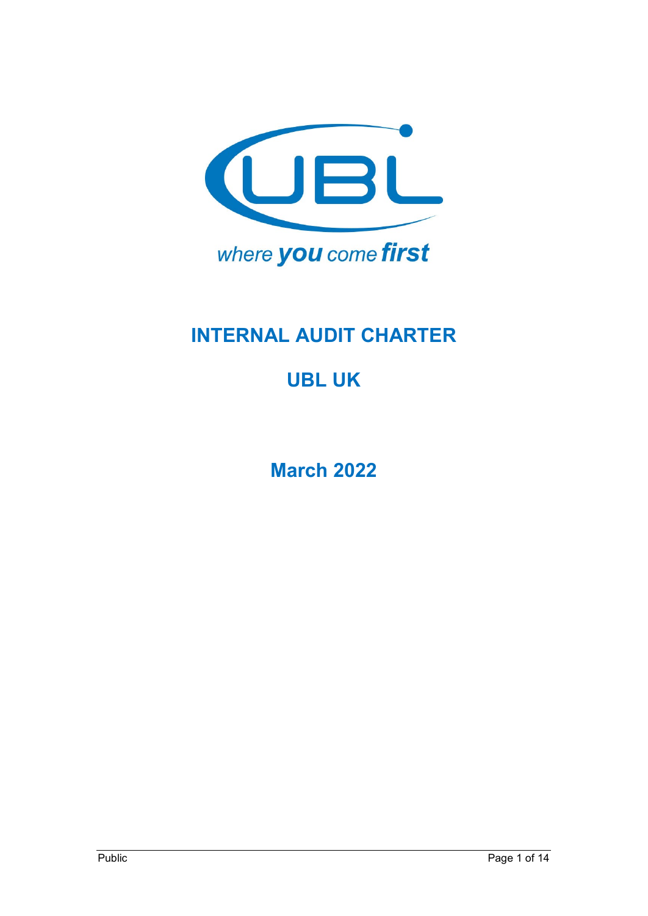where **you** come **first**

# INTERNAL AUDIT CHARTER

## UBL UK

## March 2022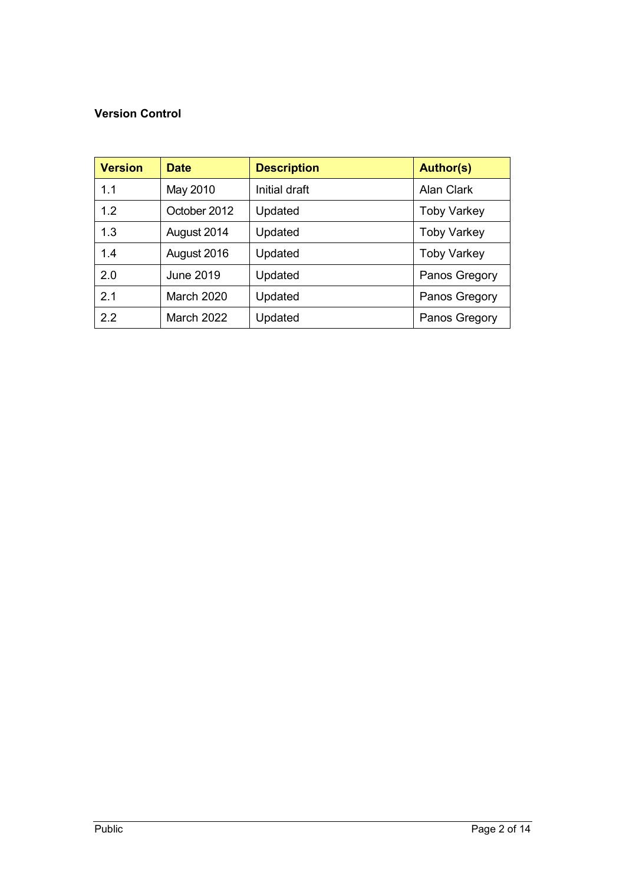**Version Control**

| Version | Date | Description | Author(s) |
|---|---|---|---|
| 1.1 | May 2010 | Initial draft | Alan Clark |
| 1.2 | October 2012 | Updated | Toby Varkey |
| 1.3 | August 2014 | Updated | Toby Varkey |
| 1.4 | August 2016 | Updated | Toby Varkey |
| 2.0 | June 2019 | Updated | Panos Gregory |
| 2.1 | March 2020 | Updated | Panos Gregory |
| 2.2 | March 2022 | Updated | Panos Gregory |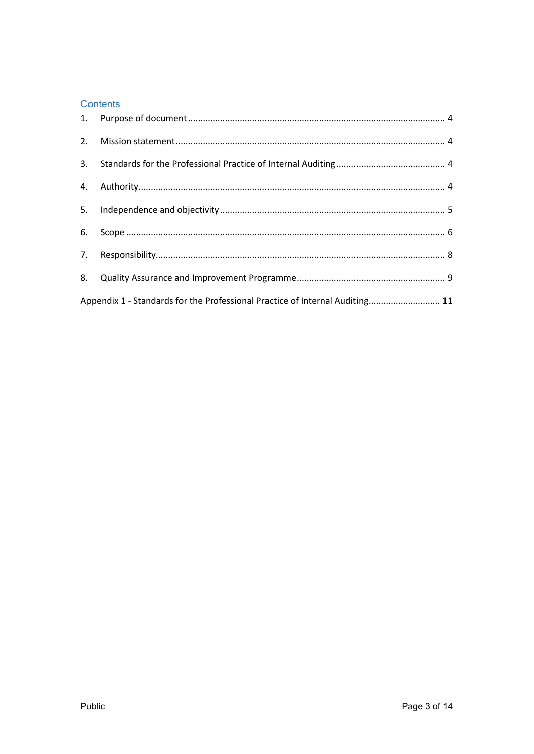## Contents

1. Purpose of document ..... 4
2. Mission statement ..... 4
3. Standards for the Professional Practice of Internal Auditing ..... 4
4. Authority ..... 4
5. Independence and objectivity ..... 5
6. Scope ..... 6
7. Responsibility ..... 8
8. Quality Assurance and Improvement Programme ..... 9

Appendix 1 - Standards for the Professional Practice of Internal Auditing ..... 11

Public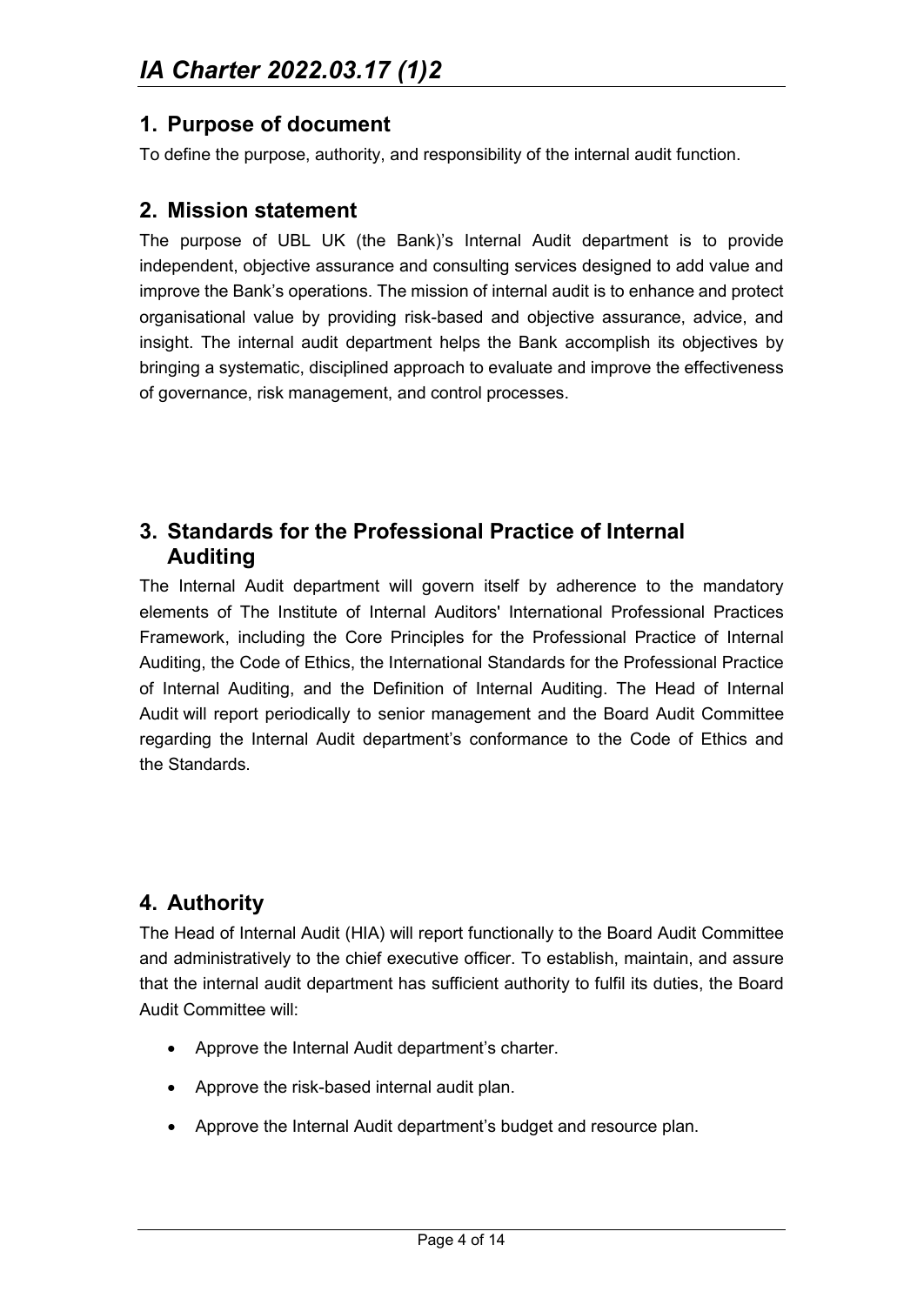## 1. Purpose of document

To define the purpose, authority, and responsibility of the internal audit function.

## 2. Mission statement

The purpose of UBL UK (the Bank)'s Internal Audit department is to provide independent, objective assurance and consulting services designed to add value and improve the Bank's operations. The mission of internal audit is to enhance and protect organisational value by providing risk-based and objective assurance, advice, and insight. The internal audit department helps the Bank accomplish its objectives by bringing a systematic, disciplined approach to evaluate and improve the effectiveness of governance, risk management, and control processes.

## 3. Standards for the Professional Practice of Internal Auditing

The Internal Audit department will govern itself by adherence to the mandatory elements of The Institute of Internal Auditors' International Professional Practices Framework, including the Core Principles for the Professional Practice of Internal Auditing, the Code of Ethics, the International Standards for the Professional Practice of Internal Auditing, and the Definition of Internal Auditing. The Head of Internal Audit will report periodically to senior management and the Board Audit Committee regarding the Internal Audit department's conformance to the Code of Ethics and the Standards.

## 4. Authority

The Head of Internal Audit (HIA) will report functionally to the Board Audit Committee and administratively to the chief executive officer. To establish, maintain, and assure that the internal audit department has sufficient authority to fulfil its duties, the Board Audit Committee will:

- Approve the Internal Audit department's charter.
- Approve the risk-based internal audit plan.
- Approve the Internal Audit department's budget and resource plan.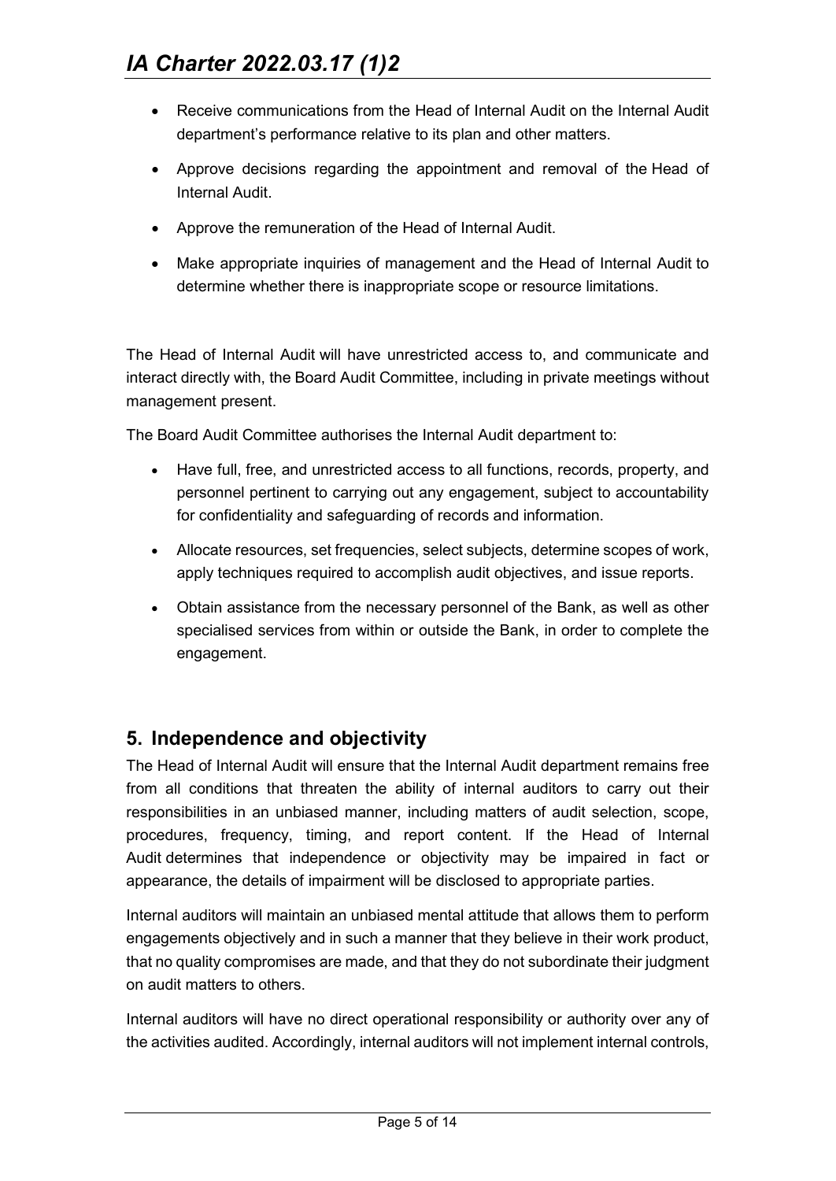- Receive communications from the Head of Internal Audit on the Internal Audit department's performance relative to its plan and other matters.
- Approve decisions regarding the appointment and removal of the Head of Internal Audit.
- Approve the remuneration of the Head of Internal Audit.
- Make appropriate inquiries of management and the Head of Internal Audit to determine whether there is inappropriate scope or resource limitations.

The Head of Internal Audit will have unrestricted access to, and communicate and interact directly with, the Board Audit Committee, including in private meetings without management present.

The Board Audit Committee authorises the Internal Audit department to:

- Have full, free, and unrestricted access to all functions, records, property, and personnel pertinent to carrying out any engagement, subject to accountability for confidentiality and safeguarding of records and information.
- Allocate resources, set frequencies, select subjects, determine scopes of work, apply techniques required to accomplish audit objectives, and issue reports.
- Obtain assistance from the necessary personnel of the Bank, as well as other specialised services from within or outside the Bank, in order to complete the engagement.

## 5. Independence and objectivity

The Head of Internal Audit will ensure that the Internal Audit department remains free from all conditions that threaten the ability of internal auditors to carry out their responsibilities in an unbiased manner, including matters of audit selection, scope, procedures, frequency, timing, and report content. If the Head of Internal Audit determines that independence or objectivity may be impaired in fact or appearance, the details of impairment will be disclosed to appropriate parties.

Internal auditors will maintain an unbiased mental attitude that allows them to perform engagements objectively and in such a manner that they believe in their work product, that no quality compromises are made, and that they do not subordinate their judgment on audit matters to others.

Internal auditors will have no direct operational responsibility or authority over any of the activities audited. Accordingly, internal auditors will not implement internal controls,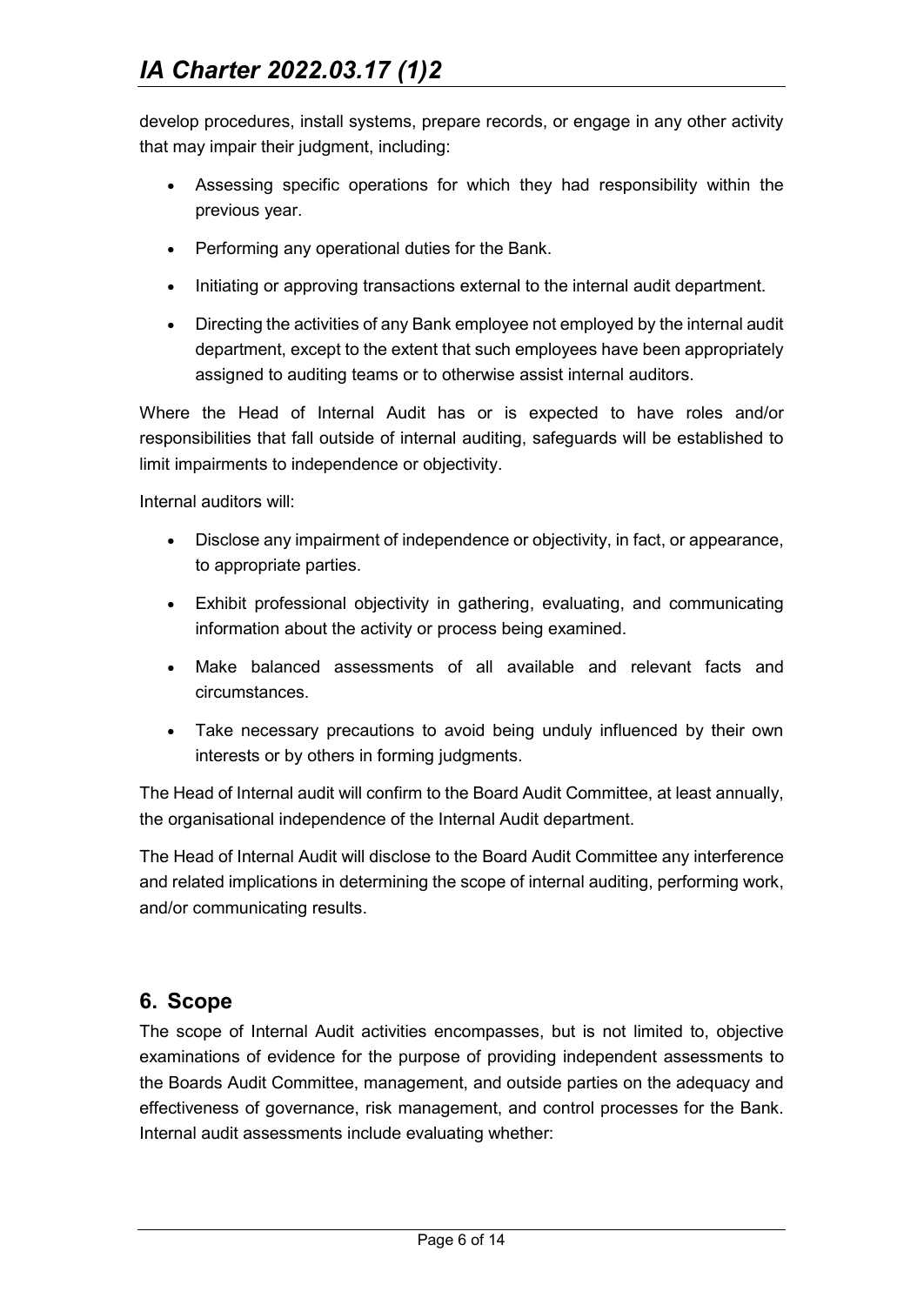develop procedures, install systems, prepare records, or engage in any other activity that may impair their judgment, including:

- Assessing specific operations for which they had responsibility within the previous year.
- Performing any operational duties for the Bank.
- Initiating or approving transactions external to the internal audit department.
- Directing the activities of any Bank employee not employed by the internal audit department, except to the extent that such employees have been appropriately assigned to auditing teams or to otherwise assist internal auditors.

Where the Head of Internal Audit has or is expected to have roles and/or responsibilities that fall outside of internal auditing, safeguards will be established to limit impairments to independence or objectivity.

Internal auditors will:

- Disclose any impairment of independence or objectivity, in fact, or appearance, to appropriate parties.
- Exhibit professional objectivity in gathering, evaluating, and communicating information about the activity or process being examined.
- Make balanced assessments of all available and relevant facts and circumstances.
- Take necessary precautions to avoid being unduly influenced by their own interests or by others in forming judgments.

The Head of Internal audit will confirm to the Board Audit Committee, at least annually, the organisational independence of the Internal Audit department.

The Head of Internal Audit will disclose to the Board Audit Committee any interference and related implications in determining the scope of internal auditing, performing work, and/or communicating results.

## 6. Scope

The scope of Internal Audit activities encompasses, but is not limited to, objective examinations of evidence for the purpose of providing independent assessments to the Boards Audit Committee, management, and outside parties on the adequacy and effectiveness of governance, risk management, and control processes for the Bank. Internal audit assessments include evaluating whether: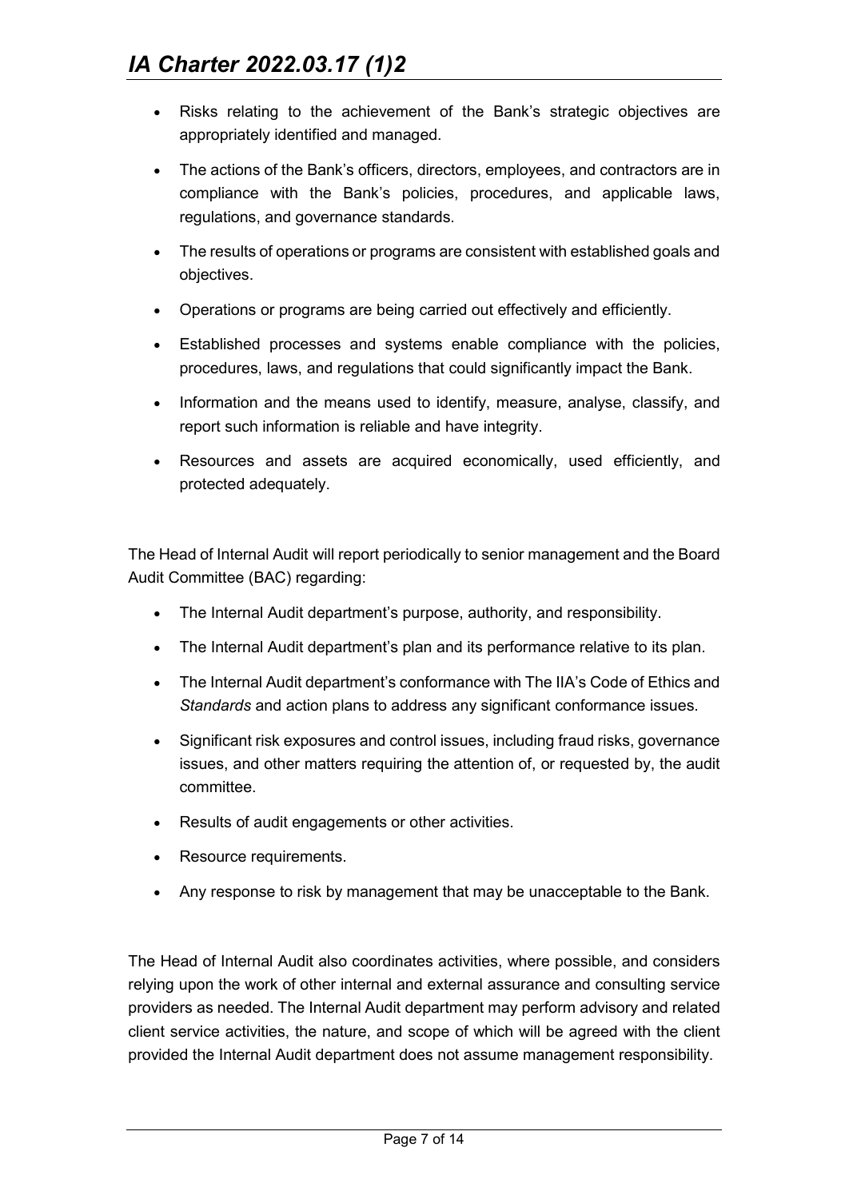- Risks relating to the achievement of the Bank's strategic objectives are appropriately identified and managed.
- The actions of the Bank's officers, directors, employees, and contractors are in compliance with the Bank's policies, procedures, and applicable laws, regulations, and governance standards.
- The results of operations or programs are consistent with established goals and objectives.
- Operations or programs are being carried out effectively and efficiently.
- Established processes and systems enable compliance with the policies, procedures, laws, and regulations that could significantly impact the Bank.
- Information and the means used to identify, measure, analyse, classify, and report such information is reliable and have integrity.
- Resources and assets are acquired economically, used efficiently, and protected adequately.

The Head of Internal Audit will report periodically to senior management and the Board Audit Committee (BAC) regarding:

- The Internal Audit department's purpose, authority, and responsibility.
- The Internal Audit department's plan and its performance relative to its plan.
- The Internal Audit department's conformance with The IIA's Code of Ethics and *Standards* and action plans to address any significant conformance issues.
- Significant risk exposures and control issues, including fraud risks, governance issues, and other matters requiring the attention of, or requested by, the audit committee.
- Results of audit engagements or other activities.
- Resource requirements.
- Any response to risk by management that may be unacceptable to the Bank.

The Head of Internal Audit also coordinates activities, where possible, and considers relying upon the work of other internal and external assurance and consulting service providers as needed. The Internal Audit department may perform advisory and related client service activities, the nature, and scope of which will be agreed with the client provided the Internal Audit department does not assume management responsibility.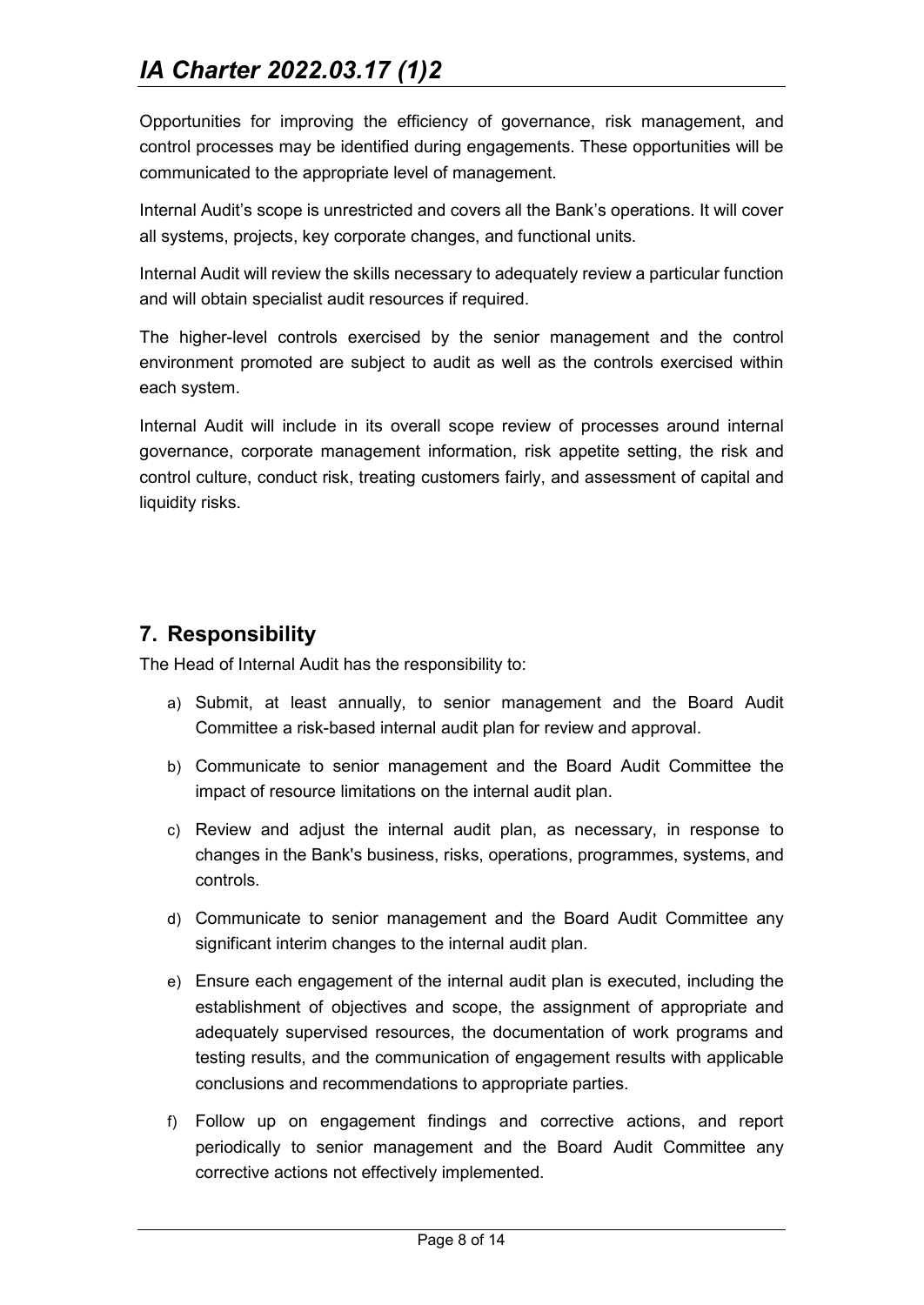Opportunities for improving the efficiency of governance, risk management, and control processes may be identified during engagements. These opportunities will be communicated to the appropriate level of management.

Internal Audit's scope is unrestricted and covers all the Bank's operations. It will cover all systems, projects, key corporate changes, and functional units.

Internal Audit will review the skills necessary to adequately review a particular function and will obtain specialist audit resources if required.

The higher-level controls exercised by the senior management and the control environment promoted are subject to audit as well as the controls exercised within each system.

Internal Audit will include in its overall scope review of processes around internal governance, corporate management information, risk appetite setting, the risk and control culture, conduct risk, treating customers fairly, and assessment of capital and liquidity risks.

## 7. Responsibility

The Head of Internal Audit has the responsibility to:

a) Submit, at least annually, to senior management and the Board Audit Committee a risk-based internal audit plan for review and approval.

b) Communicate to senior management and the Board Audit Committee the impact of resource limitations on the internal audit plan.

c) Review and adjust the internal audit plan, as necessary, in response to changes in the Bank's business, risks, operations, programmes, systems, and controls.

d) Communicate to senior management and the Board Audit Committee any significant interim changes to the internal audit plan.

e) Ensure each engagement of the internal audit plan is executed, including the establishment of objectives and scope, the assignment of appropriate and adequately supervised resources, the documentation of work programs and testing results, and the communication of engagement results with applicable conclusions and recommendations to appropriate parties.

f) Follow up on engagement findings and corrective actions, and report periodically to senior management and the Board Audit Committee any corrective actions not effectively implemented.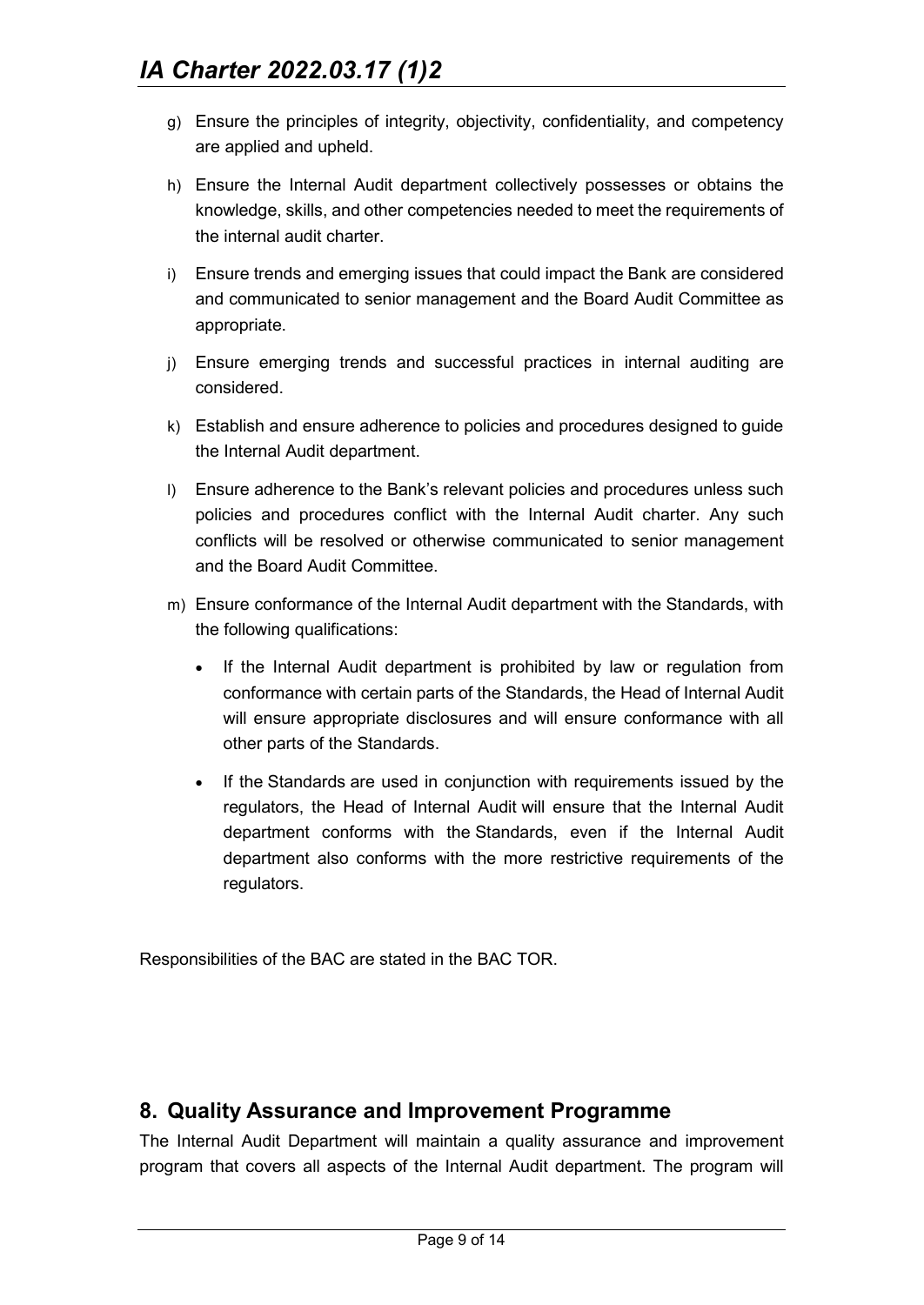g) Ensure the principles of integrity, objectivity, confidentiality, and competency are applied and upheld.

h) Ensure the Internal Audit department collectively possesses or obtains the knowledge, skills, and other competencies needed to meet the requirements of the internal audit charter.

i) Ensure trends and emerging issues that could impact the Bank are considered and communicated to senior management and the Board Audit Committee as appropriate.

j) Ensure emerging trends and successful practices in internal auditing are considered.

k) Establish and ensure adherence to policies and procedures designed to guide the Internal Audit department.

l) Ensure adherence to the Bank's relevant policies and procedures unless such policies and procedures conflict with the Internal Audit charter. Any such conflicts will be resolved or otherwise communicated to senior management and the Board Audit Committee.

m) Ensure conformance of the Internal Audit department with the Standards, with the following qualifications:

   - If the Internal Audit department is prohibited by law or regulation from conformance with certain parts of the Standards, the Head of Internal Audit will ensure appropriate disclosures and will ensure conformance with all other parts of the Standards.
   - If the Standards are used in conjunction with requirements issued by the regulators, the Head of Internal Audit will ensure that the Internal Audit department conforms with the Standards, even if the Internal Audit department also conforms with the more restrictive requirements of the regulators.

Responsibilities of the BAC are stated in the BAC TOR.

## 8. Quality Assurance and Improvement Programme

The Internal Audit Department will maintain a quality assurance and improvement program that covers all aspects of the Internal Audit department. The program will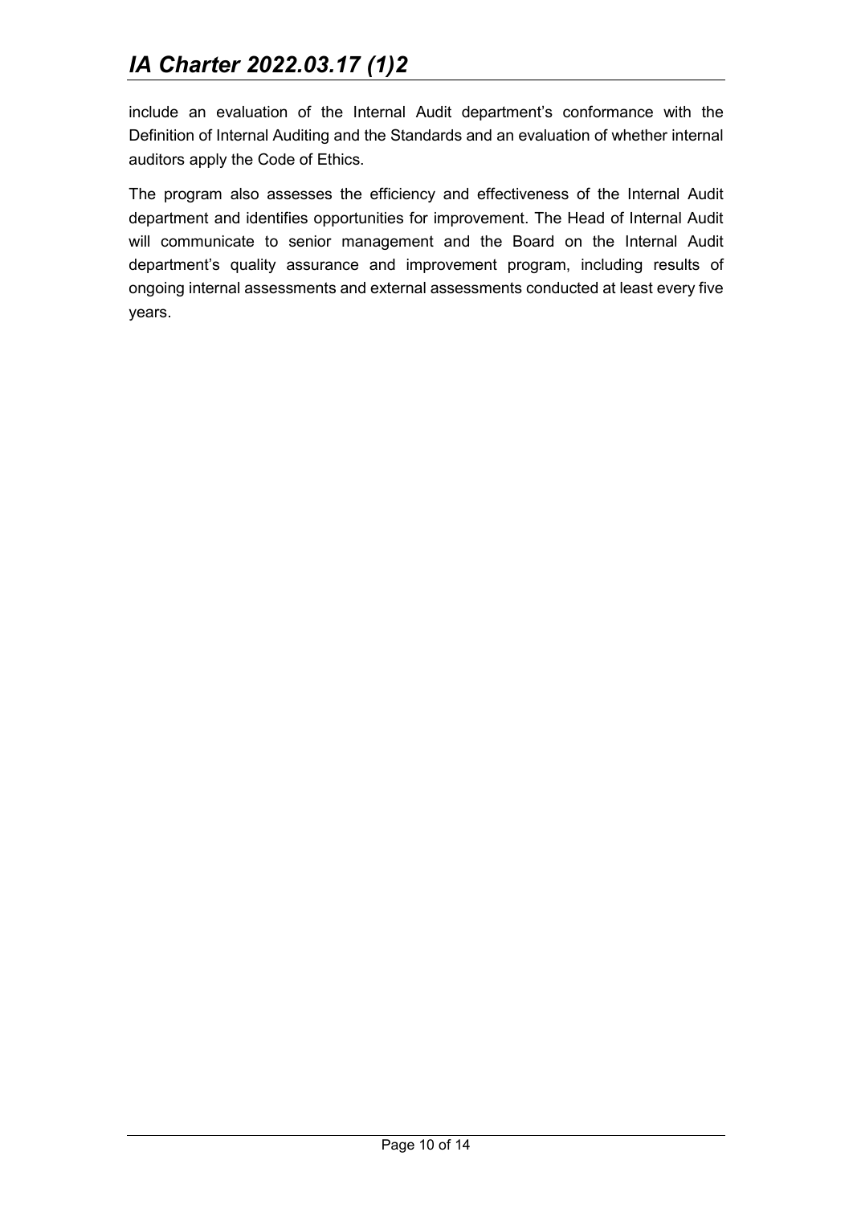include an evaluation of the Internal Audit department's conformance with the Definition of Internal Auditing and the Standards and an evaluation of whether internal auditors apply the Code of Ethics.

The program also assesses the efficiency and effectiveness of the Internal Audit department and identifies opportunities for improvement. The Head of Internal Audit will communicate to senior management and the Board on the Internal Audit department's quality assurance and improvement program, including results of ongoing internal assessments and external assessments conducted at least every five years.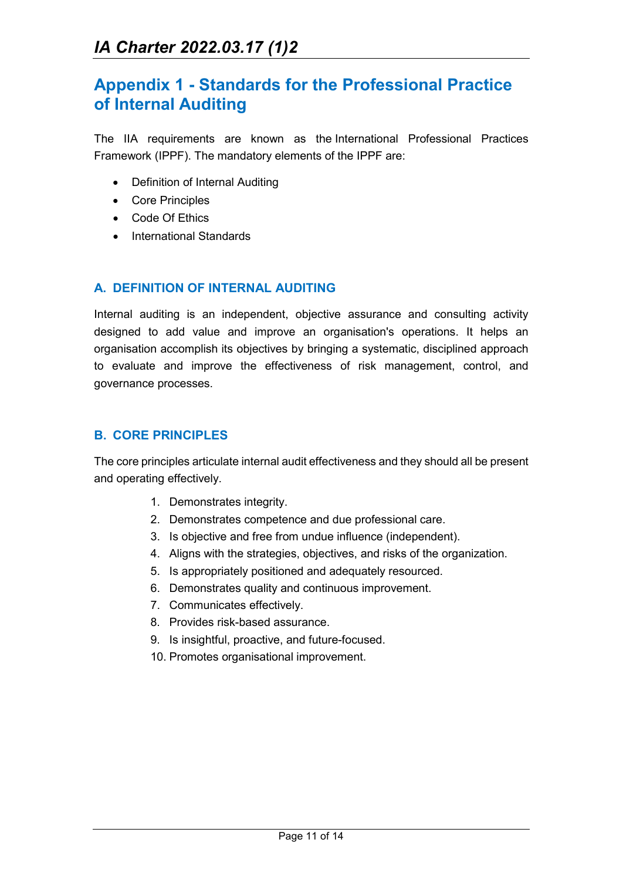## Appendix 1 - Standards for the Professional Practice of Internal Auditing

The IIA requirements are known as the International Professional Practices Framework (IPPF). The mandatory elements of the IPPF are:

- Definition of Internal Auditing
- Core Principles
- Code Of Ethics
- International Standards

### A. DEFINITION OF INTERNAL AUDITING

Internal auditing is an independent, objective assurance and consulting activity designed to add value and improve an organisation's operations. It helps an organisation accomplish its objectives by bringing a systematic, disciplined approach to evaluate and improve the effectiveness of risk management, control, and governance processes.

### B. CORE PRINCIPLES

The core principles articulate internal audit effectiveness and they should all be present and operating effectively.

1. Demonstrates integrity.
2. Demonstrates competence and due professional care.
3. Is objective and free from undue influence (independent).
4. Aligns with the strategies, objectives, and risks of the organization.
5. Is appropriately positioned and adequately resourced.
6. Demonstrates quality and continuous improvement.
7. Communicates effectively.
8. Provides risk-based assurance.
9. Is insightful, proactive, and future-focused.
10. Promotes organisational improvement.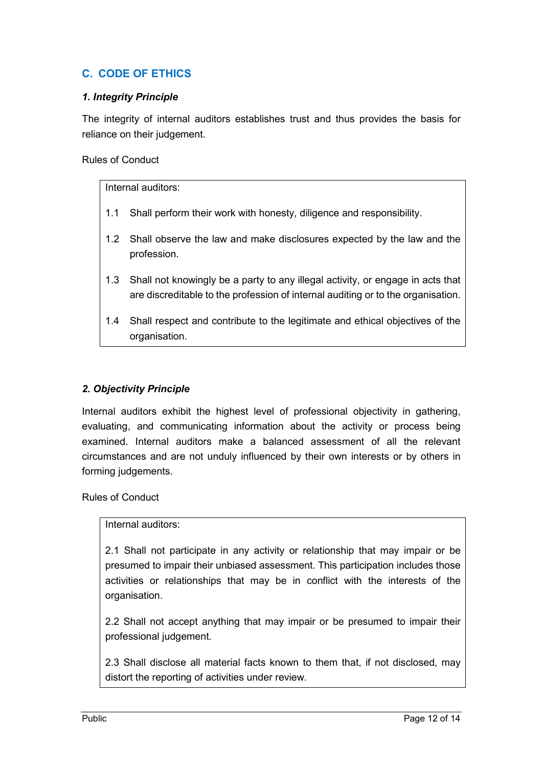## C. CODE OF ETHICS

### *1. Integrity Principle*

The integrity of internal auditors establishes trust and thus provides the basis for reliance on their judgement.

Rules of Conduct

Internal auditors:

1.1 Shall perform their work with honesty, diligence and responsibility.

1.2 Shall observe the law and make disclosures expected by the law and the profession.

1.3 Shall not knowingly be a party to any illegal activity, or engage in acts that are discreditable to the profession of internal auditing or to the organisation.

1.4 Shall respect and contribute to the legitimate and ethical objectives of the organisation.

### *2. Objectivity Principle*

Internal auditors exhibit the highest level of professional objectivity in gathering, evaluating, and communicating information about the activity or process being examined. Internal auditors make a balanced assessment of all the relevant circumstances and are not unduly influenced by their own interests or by others in forming judgements.

Rules of Conduct

Internal auditors:

2.1 Shall not participate in any activity or relationship that may impair or be presumed to impair their unbiased assessment. This participation includes those activities or relationships that may be in conflict with the interests of the organisation.

2.2 Shall not accept anything that may impair or be presumed to impair their professional judgement.

2.3 Shall disclose all material facts known to them that, if not disclosed, may distort the reporting of activities under review.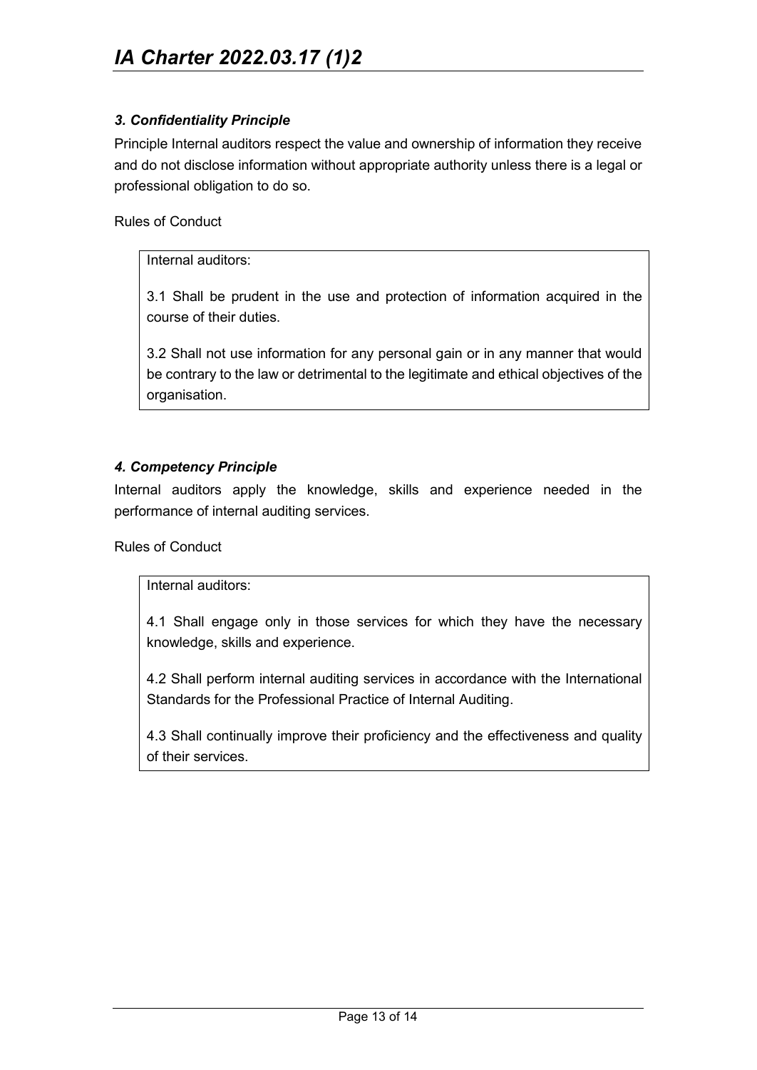### *3. Confidentiality Principle*

Principle Internal auditors respect the value and ownership of information they receive and do not disclose information without appropriate authority unless there is a legal or professional obligation to do so.

Rules of Conduct

> Internal auditors:
>
> 3.1 Shall be prudent in the use and protection of information acquired in the course of their duties.
>
> 3.2 Shall not use information for any personal gain or in any manner that would be contrary to the law or detrimental to the legitimate and ethical objectives of the organisation.

### *4. Competency Principle*

Internal auditors apply the knowledge, skills and experience needed in the performance of internal auditing services.

Rules of Conduct

> Internal auditors:
>
> 4.1 Shall engage only in those services for which they have the necessary knowledge, skills and experience.
>
> 4.2 Shall perform internal auditing services in accordance with the International Standards for the Professional Practice of Internal Auditing.
>
> 4.3 Shall continually improve their proficiency and the effectiveness and quality of their services.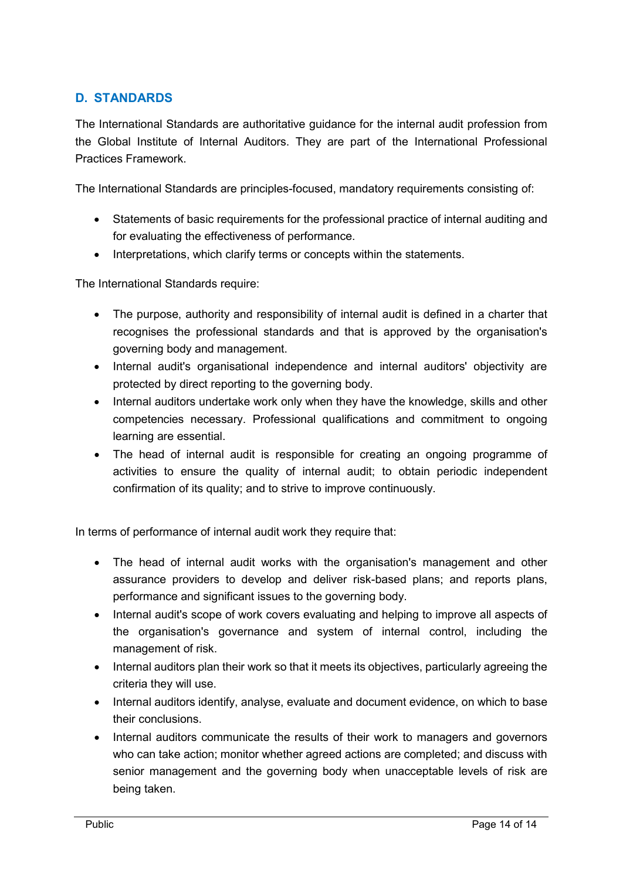## D. STANDARDS

The International Standards are authoritative guidance for the internal audit profession from the Global Institute of Internal Auditors. They are part of the International Professional Practices Framework.

The International Standards are principles-focused, mandatory requirements consisting of:

- Statements of basic requirements for the professional practice of internal auditing and for evaluating the effectiveness of performance.
- Interpretations, which clarify terms or concepts within the statements.

The International Standards require:

- The purpose, authority and responsibility of internal audit is defined in a charter that recognises the professional standards and that is approved by the organisation's governing body and management.
- Internal audit's organisational independence and internal auditors' objectivity are protected by direct reporting to the governing body.
- Internal auditors undertake work only when they have the knowledge, skills and other competencies necessary. Professional qualifications and commitment to ongoing learning are essential.
- The head of internal audit is responsible for creating an ongoing programme of activities to ensure the quality of internal audit; to obtain periodic independent confirmation of its quality; and to strive to improve continuously.

In terms of performance of internal audit work they require that:

- The head of internal audit works with the organisation's management and other assurance providers to develop and deliver risk-based plans; and reports plans, performance and significant issues to the governing body.
- Internal audit's scope of work covers evaluating and helping to improve all aspects of the organisation's governance and system of internal control, including the management of risk.
- Internal auditors plan their work so that it meets its objectives, particularly agreeing the criteria they will use.
- Internal auditors identify, analyse, evaluate and document evidence, on which to base their conclusions.
- Internal auditors communicate the results of their work to managers and governors who can take action; monitor whether agreed actions are completed; and discuss with senior management and the governing body when unacceptable levels of risk are being taken.